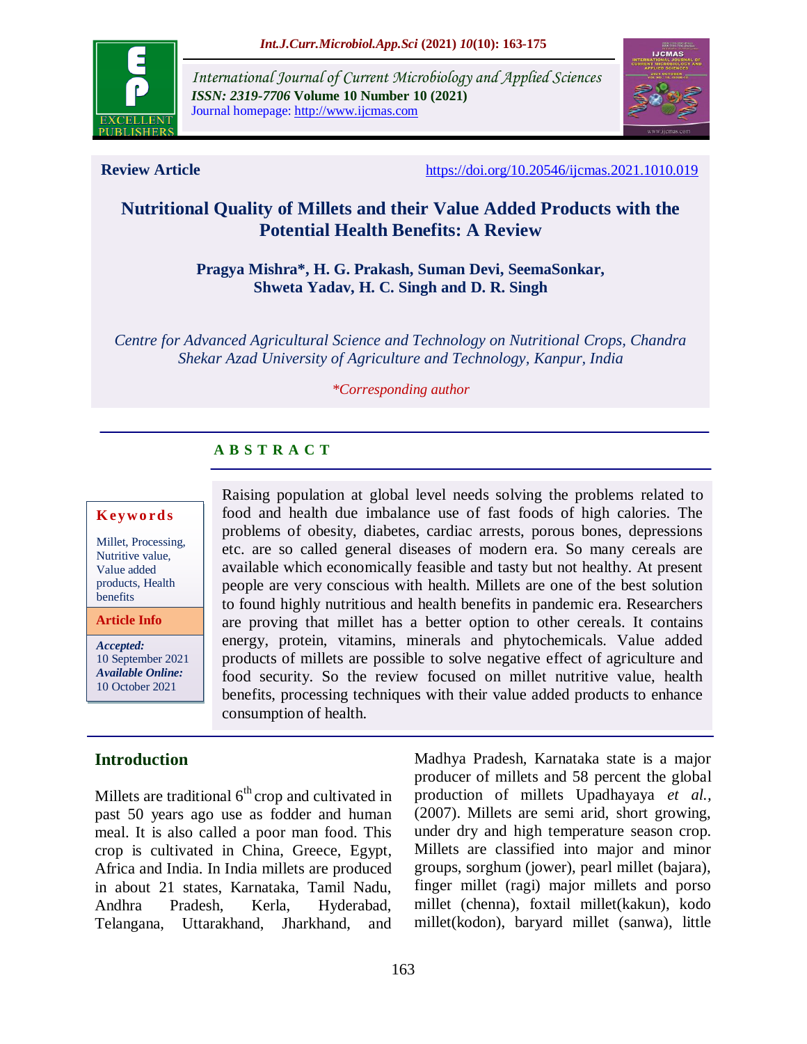International Journal of Current Microbiology and Applied Sciences
*ISSN: 2319-7706* **Volume 10 Number 10 (2021)**
Journal homepage: http://www.ijcmas.com

**Review Article** https://doi.org/10.20546/ijcmas.2021.1010.019

# Nutritional Quality of Millets and their Value Added Products with the Potential Health Benefits: A Review

**Pragya Mishra\*, H. G. Prakash, Suman Devi, SeemaSonkar, Shweta Yadav, H. C. Singh and D. R. Singh**

*Centre for Advanced Agricultural Science and Technology on Nutritional Crops, Chandra Shekar Azad University of Agriculture and Technology, Kanpur, India*

*\*Corresponding author*

## A B S T R A C T

**Keywords**

Millet, Processing, Nutritive value, Value added products, Health benefits

**Article Info**

***Accepted:*** 10 September 2021
***Available Online:*** 10 October 2021

Raising population at global level needs solving the problems related to food and health due imbalance use of fast foods of high calories. The problems of obesity, diabetes, cardiac arrests, porous bones, depressions etc. are so called general diseases of modern era. So many cereals are available which economically feasible and tasty but not healthy. At present people are very conscious with health. Millets are one of the best solution to found highly nutritious and health benefits in pandemic era. Researchers are proving that millet has a better option to other cereals. It contains energy, protein, vitamins, minerals and phytochemicals. Value added products of millets are possible to solve negative effect of agriculture and food security. So the review focused on millet nutritive value, health benefits, processing techniques with their value added products to enhance consumption of health.

## Introduction

Millets are traditional 6$^{th}$ crop and cultivated in past 50 years ago use as fodder and human meal. It is also called a poor man food. This crop is cultivated in China, Greece, Egypt, Africa and India. In India millets are produced in about 21 states, Karnataka, Tamil Nadu, Andhra Pradesh, Kerla, Hyderabad, Telangana, Uttarakhand, Jharkhand, and Madhya Pradesh, Karnataka state is a major producer of millets and 58 percent the global production of millets Upadhayaya *et al.,* (2007). Millets are semi arid, short growing, under dry and high temperature season crop. Millets are classified into major and minor groups, sorghum (jower), pearl millet (bajara), finger millet (ragi) major millets and porso millet (chenna), foxtail millet(kakun), kodo millet(kodon), baryard millet (sanwa), little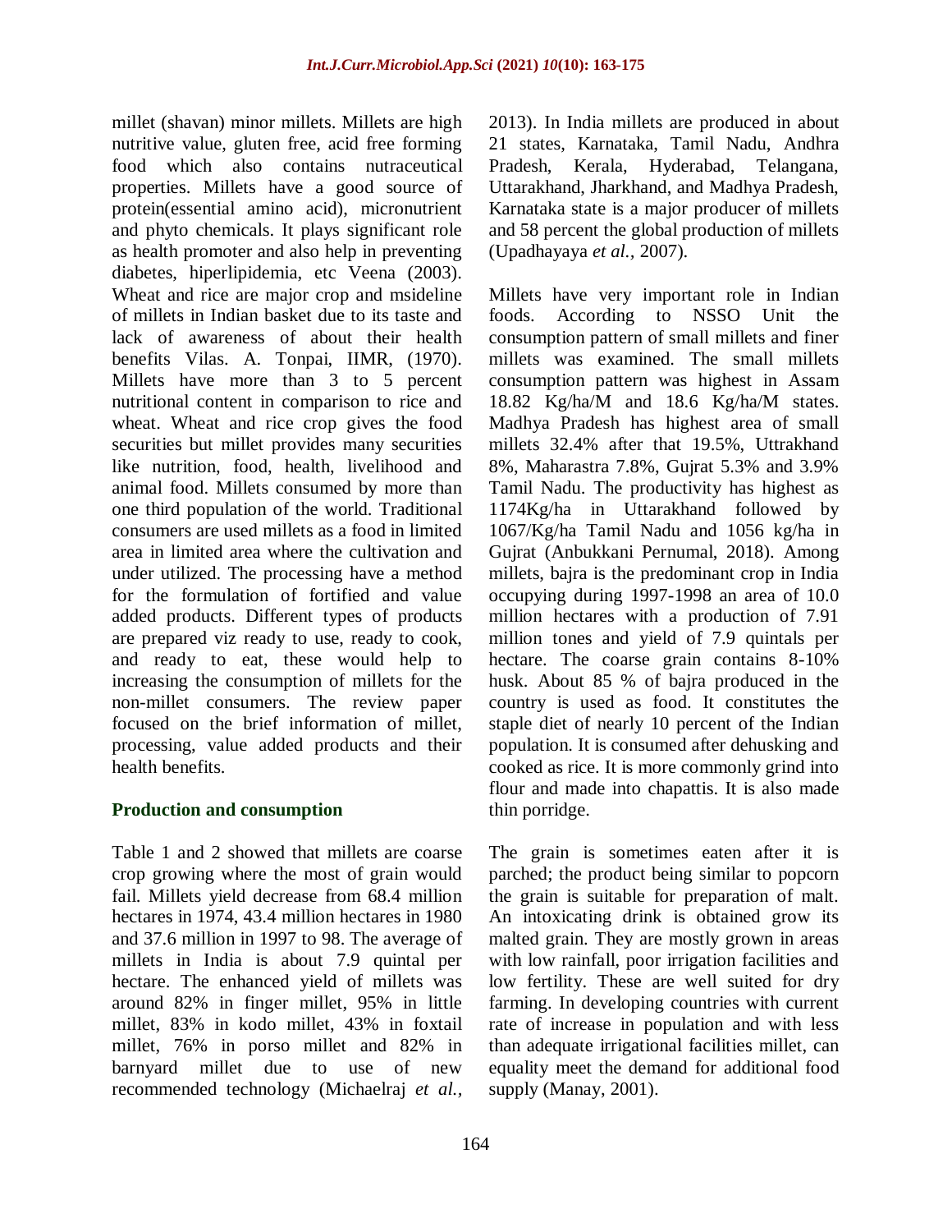millet (shavan) minor millets. Millets are high nutritive value, gluten free, acid free forming food which also contains nutraceutical properties. Millets have a good source of protein(essential amino acid), micronutrient and phyto chemicals. It plays significant role as health promoter and also help in preventing diabetes, hiperlipidemia, etc Veena (2003). Wheat and rice are major crop and msideline of millets in Indian basket due to its taste and lack of awareness of about their health benefits Vilas. A. Tonpai, IIMR, (1970). Millets have more than 3 to 5 percent nutritional content in comparison to rice and wheat. Wheat and rice crop gives the food securities but millet provides many securities like nutrition, food, health, livelihood and animal food. Millets consumed by more than one third population of the world. Traditional consumers are used millets as a food in limited area in limited area where the cultivation and under utilized. The processing have a method for the formulation of fortified and value added products. Different types of products are prepared viz ready to use, ready to cook, and ready to eat, these would help to increasing the consumption of millets for the non-millet consumers. The review paper focused on the brief information of millet, processing, value added products and their health benefits.

## Production and consumption

Table 1 and 2 showed that millets are coarse crop growing where the most of grain would fail. Millets yield decrease from 68.4 million hectares in 1974, 43.4 million hectares in 1980 and 37.6 million in 1997 to 98. The average of millets in India is about 7.9 quintal per hectare. The enhanced yield of millets was around 82% in finger millet, 95% in little millet, 83% in kodo millet, 43% in foxtail millet, 76% in porso millet and 82% in barnyard millet due to use of new recommended technology (Michaelraj *et al.,* 2013). In India millets are produced in about 21 states, Karnataka, Tamil Nadu, Andhra Pradesh, Kerala, Hyderabad, Telangana, Uttarakhand, Jharkhand, and Madhya Pradesh, Karnataka state is a major producer of millets and 58 percent the global production of millets (Upadhayaya *et al.,* 2007).

Millets have very important role in Indian foods. According to NSSO Unit the consumption pattern of small millets and finer millets was examined. The small millets consumption pattern was highest in Assam 18.82 Kg/ha/M and 18.6 Kg/ha/M states. Madhya Pradesh has highest area of small millets 32.4% after that 19.5%, Uttrakhand 8%, Maharastra 7.8%, Gujrat 5.3% and 3.9% Tamil Nadu. The productivity has highest as 1174Kg/ha in Uttarakhand followed by 1067/Kg/ha Tamil Nadu and 1056 kg/ha in Gujrat (Anbukkani Pernumal, 2018). Among millets, bajra is the predominant crop in India occupying during 1997-1998 an area of 10.0 million hectares with a production of 7.91 million tones and yield of 7.9 quintals per hectare. The coarse grain contains 8-10% husk. About 85 % of bajra produced in the country is used as food. It constitutes the staple diet of nearly 10 percent of the Indian population. It is consumed after dehusking and cooked as rice. It is more commonly grind into flour and made into chapattis. It is also made thin porridge.

The grain is sometimes eaten after it is parched; the product being similar to popcorn the grain is suitable for preparation of malt. An intoxicating drink is obtained grow its malted grain. They are mostly grown in areas with low rainfall, poor irrigation facilities and low fertility. These are well suited for dry farming. In developing countries with current rate of increase in population and with less than adequate irrigational facilities millet, can equality meet the demand for additional food supply (Manay, 2001).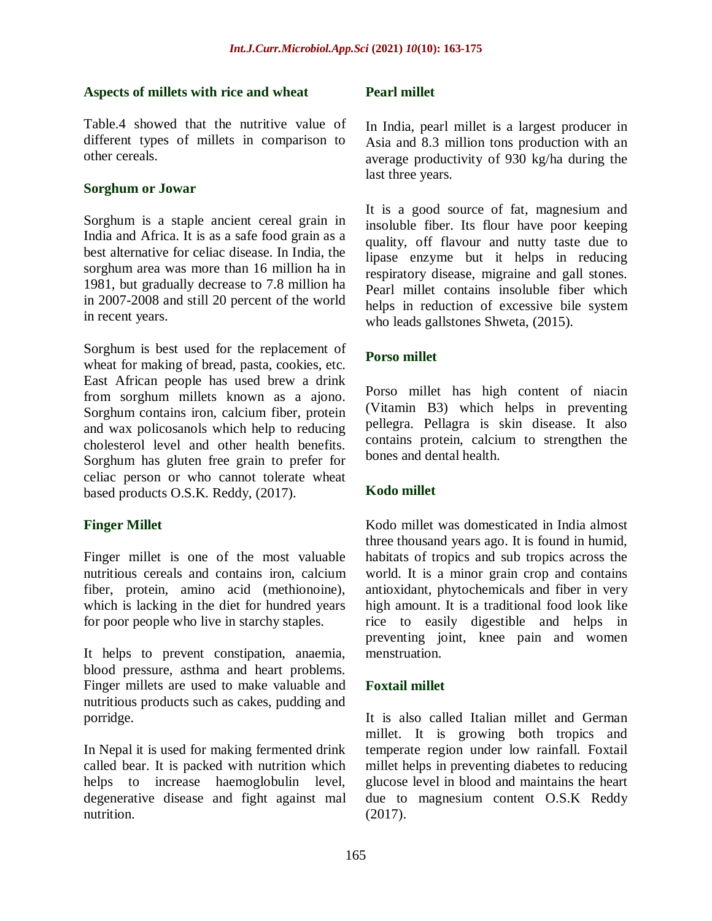### Aspects of millets with rice and wheat

Table.4 showed that the nutritive value of different types of millets in comparison to other cereals.

### Sorghum or Jowar

Sorghum is a staple ancient cereal grain in India and Africa. It is as a safe food grain as a best alternative for celiac disease. In India, the sorghum area was more than 16 million ha in 1981, but gradually decrease to 7.8 million ha in 2007-2008 and still 20 percent of the world in recent years.

Sorghum is best used for the replacement of wheat for making of bread, pasta, cookies, etc. East African people has used brew a drink from sorghum millets known as a ajono. Sorghum contains iron, calcium fiber, protein and wax policosanols which help to reducing cholesterol level and other health benefits. Sorghum has gluten free grain to prefer for celiac person or who cannot tolerate wheat based products O.S.K. Reddy, (2017).

### Finger Millet

Finger millet is one of the most valuable nutritious cereals and contains iron, calcium fiber, protein, amino acid (methionoine), which is lacking in the diet for hundred years for poor people who live in starchy staples.

It helps to prevent constipation, anaemia, blood pressure, asthma and heart problems. Finger millets are used to make valuable and nutritious products such as cakes, pudding and porridge.

In Nepal it is used for making fermented drink called bear. It is packed with nutrition which helps to increase haemoglobulin level, degenerative disease and fight against mal nutrition.

### Pearl millet

In India, pearl millet is a largest producer in Asia and 8.3 million tons production with an average productivity of 930 kg/ha during the last three years.

It is a good source of fat, magnesium and insoluble fiber. Its flour have poor keeping quality, off flavour and nutty taste due to lipase enzyme but it helps in reducing respiratory disease, migraine and gall stones. Pearl millet contains insoluble fiber which helps in reduction of excessive bile system who leads gallstones Shweta, (2015).

### Porso millet

Porso millet has high content of niacin (Vitamin B3) which helps in preventing pellegra. Pellagra is skin disease. It also contains protein, calcium to strengthen the bones and dental health.

### Kodo millet

Kodo millet was domesticated in India almost three thousand years ago. It is found in humid, habitats of tropics and sub tropics across the world. It is a minor grain crop and contains antioxidant, phytochemicals and fiber in very high amount. It is a traditional food look like rice to easily digestible and helps in preventing joint, knee pain and women menstruation.

### Foxtail millet

It is also called Italian millet and German millet. It is growing both tropics and temperate region under low rainfall. Foxtail millet helps in preventing diabetes to reducing glucose level in blood and maintains the heart due to magnesium content O.S.K Reddy (2017).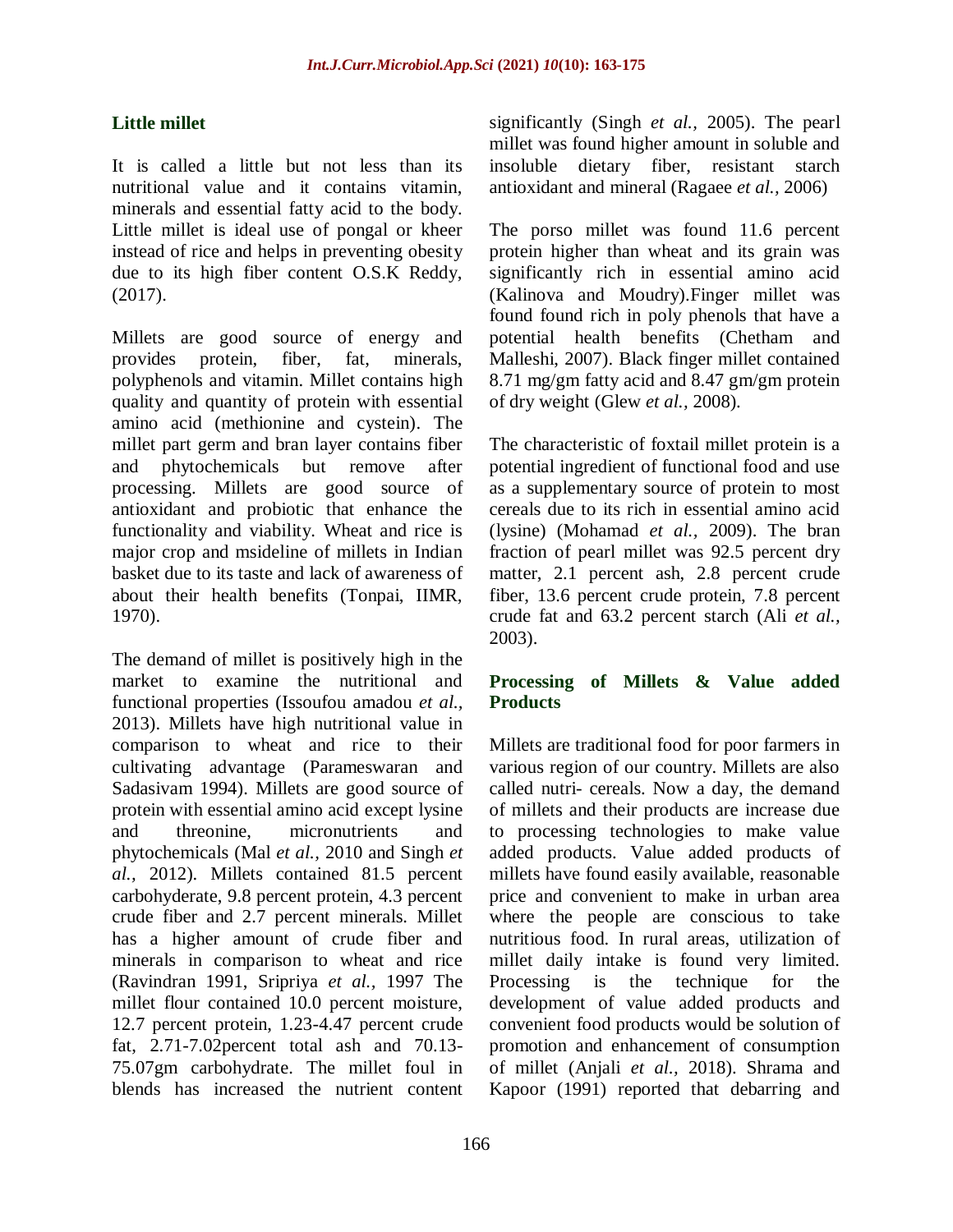### Little millet

It is called a little but not less than its nutritional value and it contains vitamin, minerals and essential fatty acid to the body. Little millet is ideal use of pongal or kheer instead of rice and helps in preventing obesity due to its high fiber content O.S.K Reddy, (2017).

Millets are good source of energy and provides protein, fiber, fat, minerals, polyphenols and vitamin. Millet contains high quality and quantity of protein with essential amino acid (methionine and cystein). The millet part germ and bran layer contains fiber and phytochemicals but remove after processing. Millets are good source of antioxidant and probiotic that enhance the functionality and viability. Wheat and rice is major crop and msideline of millets in Indian basket due to its taste and lack of awareness of about their health benefits (Tonpai, IIMR, 1970).

The demand of millet is positively high in the market to examine the nutritional and functional properties (Issoufou amadou *et al.,* 2013). Millets have high nutritional value in comparison to wheat and rice to their cultivating advantage (Parameswaran and Sadasivam 1994). Millets are good source of protein with essential amino acid except lysine and threonine, micronutrients and phytochemicals (Mal *et al.,* 2010 and Singh *et al.,* 2012). Millets contained 81.5 percent carbohyderate, 9.8 percent protein, 4.3 percent crude fiber and 2.7 percent minerals. Millet has a higher amount of crude fiber and minerals in comparison to wheat and rice (Ravindran 1991, Sripriya *et al.,* 1997 The millet flour contained 10.0 percent moisture, 12.7 percent protein, 1.23-4.47 percent crude fat, 2.71-7.02percent total ash and 70.13-75.07gm carbohydrate. The millet foul in blends has increased the nutrient content significantly (Singh *et al.,* 2005). The pearl millet was found higher amount in soluble and insoluble dietary fiber, resistant starch antioxidant and mineral (Ragaee *et al.,* 2006)

The porso millet was found 11.6 percent protein higher than wheat and its grain was significantly rich in essential amino acid (Kalinova and Moudry).Finger millet was found found rich in poly phenols that have a potential health benefits (Chetham and Malleshi, 2007). Black finger millet contained 8.71 mg/gm fatty acid and 8.47 gm/gm protein of dry weight (Glew *et al.,* 2008).

The characteristic of foxtail millet protein is a potential ingredient of functional food and use as a supplementary source of protein to most cereals due to its rich in essential amino acid (lysine) (Mohamad *et al.,* 2009). The bran fraction of pearl millet was 92.5 percent dry matter, 2.1 percent ash, 2.8 percent crude fiber, 13.6 percent crude protein, 7.8 percent crude fat and 63.2 percent starch (Ali *et al.,* 2003).

### Processing of Millets & Value added Products

Millets are traditional food for poor farmers in various region of our country. Millets are also called nutri- cereals. Now a day, the demand of millets and their products are increase due to processing technologies to make value added products. Value added products of millets have found easily available, reasonable price and convenient to make in urban area where the people are conscious to take nutritious food. In rural areas, utilization of millet daily intake is found very limited. Processing is the technique for the development of value added products and convenient food products would be solution of promotion and enhancement of consumption of millet (Anjali *et al.,* 2018). Shrama and Kapoor (1991) reported that debarring and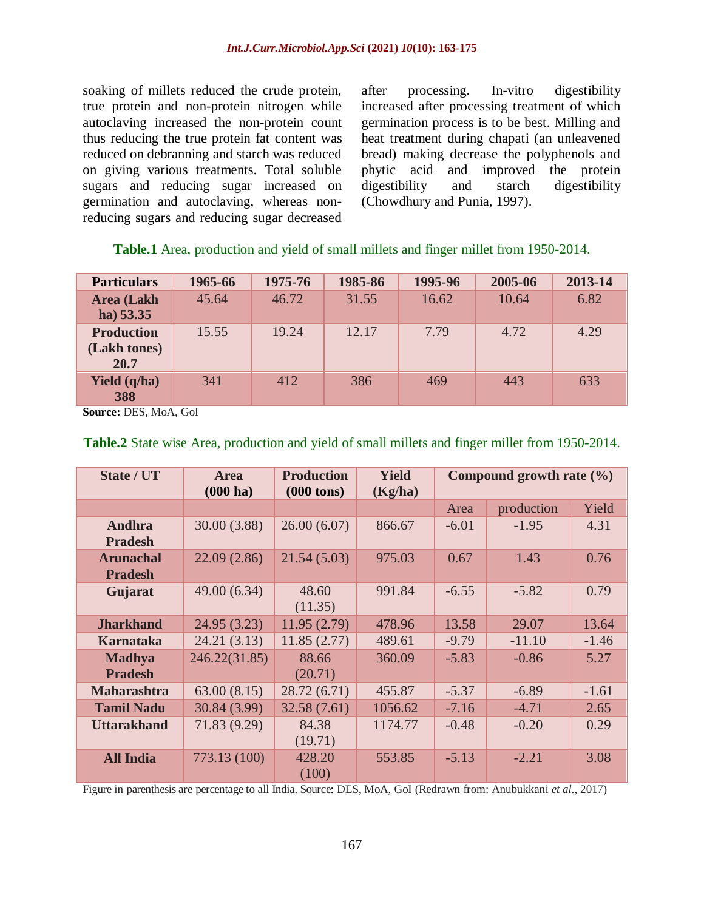soaking of millets reduced the crude protein, true protein and non-protein nitrogen while autoclaving increased the non-protein count thus reducing the true protein fat content was reduced on debranning and starch was reduced on giving various treatments. Total soluble sugars and reducing sugar increased on germination and autoclaving, whereas non-reducing sugars and reducing sugar decreased after processing. In-vitro digestibility increased after processing treatment of which germination process is to be best. Milling and heat treatment during chapati (an unleavened bread) making decrease the polyphenols and phytic acid and improved the protein digestibility and starch digestibility (Chowdhury and Punia, 1997).

**Table.1** Area, production and yield of small millets and finger millet from 1950-2014.

| Particulars | 1965-66 | 1975-76 | 1985-86 | 1995-96 | 2005-06 | 2013-14 |
|---|---|---|---|---|---|---|
| **Area (Lakh ha) 53.35** | 45.64 | 46.72 | 31.55 | 16.62 | 10.64 | 6.82 |
| **Production (Lakh tones) 20.7** | 15.55 | 19.24 | 12.17 | 7.79 | 4.72 | 4.29 |
| **Yield (q/ha) 388** | 341 | 412 | 386 | 469 | 443 | 633 |

**Source:** DES, MoA, GoI

**Table.2** State wise Area, production and yield of small millets and finger millet from 1950-2014.

| State / UT | Area (000 ha) | Production (000 tons) | Yield (Kg/ha) | Compound growth rate (%) | | |
|---|---|---|---|---|---|---|
| | | | | Area | production | Yield |
| **Andhra Pradesh** | 30.00 (3.88) | 26.00 (6.07) | 866.67 | -6.01 | -1.95 | 4.31 |
| **Arunachal Pradesh** | 22.09 (2.86) | 21.54 (5.03) | 975.03 | 0.67 | 1.43 | 0.76 |
| **Gujarat** | 49.00 (6.34) | 48.60 (11.35) | 991.84 | -6.55 | -5.82 | 0.79 |
| **Jharkhand** | 24.95 (3.23) | 11.95 (2.79) | 478.96 | 13.58 | 29.07 | 13.64 |
| **Karnataka** | 24.21 (3.13) | 11.85 (2.77) | 489.61 | -9.79 | -11.10 | -1.46 |
| **Madhya Pradesh** | 246.22(31.85) | 88.66 (20.71) | 360.09 | -5.83 | -0.86 | 5.27 |
| **Maharashtra** | 63.00 (8.15) | 28.72 (6.71) | 455.87 | -5.37 | -6.89 | -1.61 |
| **Tamil Nadu** | 30.84 (3.99) | 32.58 (7.61) | 1056.62 | -7.16 | -4.71 | 2.65 |
| **Uttarakhand** | 71.83 (9.29) | 84.38 (19.71) | 1174.77 | -0.48 | -0.20 | 0.29 |
| **All India** | 773.13 (100) | 428.20 (100) | 553.85 | -5.13 | -2.21 | 3.08 |

Figure in parenthesis are percentage to all India. Source: DES, MoA, GoI (Redrawn from: Anubukkani *et al.*, 2017)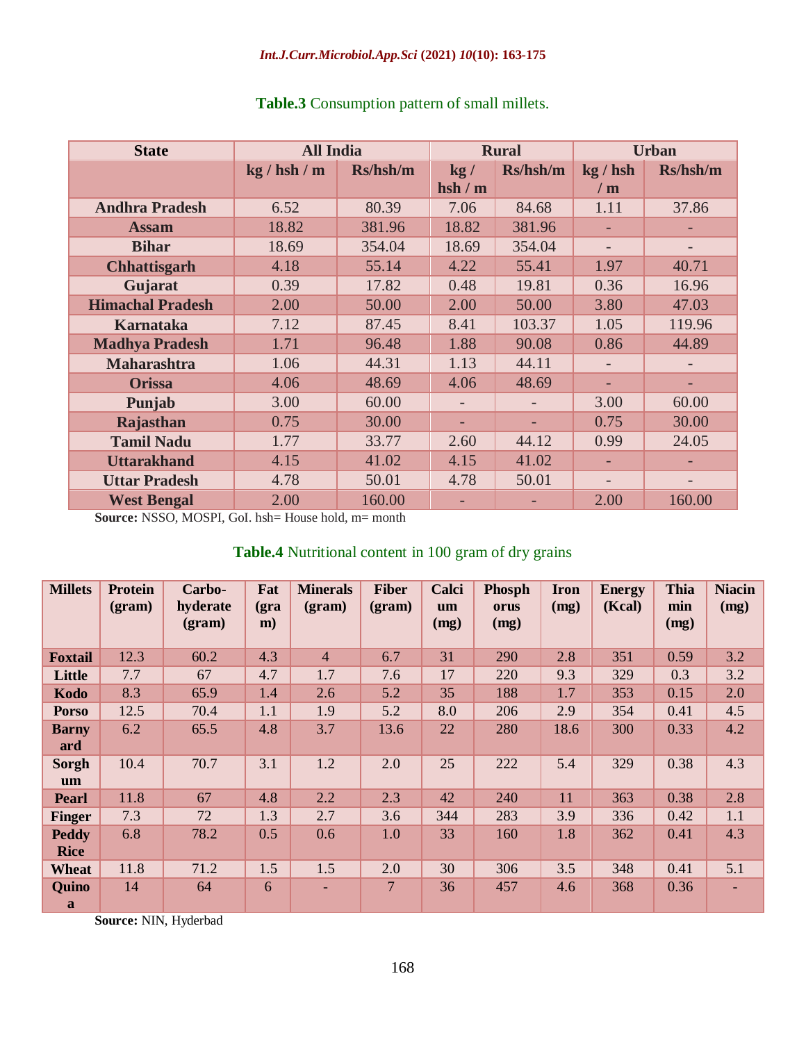**Table.3** Consumption pattern of small millets.

| State | All India | | Rural | | Urban | |
|---|---|---|---|---|---|---|
| | kg / hsh / m | Rs/hsh/m | kg / hsh / m | Rs/hsh/m | kg / hsh / m | Rs/hsh/m |
| Andhra Pradesh | 6.52 | 80.39 | 7.06 | 84.68 | 1.11 | 37.86 |
| Assam | 18.82 | 381.96 | 18.82 | 381.96 | - | - |
| Bihar | 18.69 | 354.04 | 18.69 | 354.04 | - | - |
| Chhattisgarh | 4.18 | 55.14 | 4.22 | 55.41 | 1.97 | 40.71 |
| Gujarat | 0.39 | 17.82 | 0.48 | 19.81 | 0.36 | 16.96 |
| Himachal Pradesh | 2.00 | 50.00 | 2.00 | 50.00 | 3.80 | 47.03 |
| Karnataka | 7.12 | 87.45 | 8.41 | 103.37 | 1.05 | 119.96 |
| Madhya Pradesh | 1.71 | 96.48 | 1.88 | 90.08 | 0.86 | 44.89 |
| Maharashtra | 1.06 | 44.31 | 1.13 | 44.11 | - | - |
| Orissa | 4.06 | 48.69 | 4.06 | 48.69 | - | - |
| Punjab | 3.00 | 60.00 | - | - | 3.00 | 60.00 |
| Rajasthan | 0.75 | 30.00 | - | - | 0.75 | 30.00 |
| Tamil Nadu | 1.77 | 33.77 | 2.60 | 44.12 | 0.99 | 24.05 |
| Uttarakhand | 4.15 | 41.02 | 4.15 | 41.02 | - | - |
| Uttar Pradesh | 4.78 | 50.01 | 4.78 | 50.01 | - | - |
| West Bengal | 2.00 | 160.00 | - | - | 2.00 | 160.00 |

**Source:** NSSO, MOSPI, GoI. hsh= House hold, m= month

**Table.4** Nutritional content in 100 gram of dry grains

| Millets | Protein (gram) | Carbo-hyderate (gram) | Fat (gram) | Minerals (gram) | Fiber (gram) | Calcium (mg) | Phosphorus (mg) | Iron (mg) | Energy (Kcal) | Thiamin (mg) | Niacin (mg) |
|---|---|---|---|---|---|---|---|---|---|---|---|
| Foxtail | 12.3 | 60.2 | 4.3 | 4 | 6.7 | 31 | 290 | 2.8 | 351 | 0.59 | 3.2 |
| Little | 7.7 | 67 | 4.7 | 1.7 | 7.6 | 17 | 220 | 9.3 | 329 | 0.3 | 3.2 |
| Kodo | 8.3 | 65.9 | 1.4 | 2.6 | 5.2 | 35 | 188 | 1.7 | 353 | 0.15 | 2.0 |
| Porso | 12.5 | 70.4 | 1.1 | 1.9 | 5.2 | 8.0 | 206 | 2.9 | 354 | 0.41 | 4.5 |
| Barnyard | 6.2 | 65.5 | 4.8 | 3.7 | 13.6 | 22 | 280 | 18.6 | 300 | 0.33 | 4.2 |
| Sorghum | 10.4 | 70.7 | 3.1 | 1.2 | 2.0 | 25 | 222 | 5.4 | 329 | 0.38 | 4.3 |
| Pearl | 11.8 | 67 | 4.8 | 2.2 | 2.3 | 42 | 240 | 11 | 363 | 0.38 | 2.8 |
| Finger | 7.3 | 72 | 1.3 | 2.7 | 3.6 | 344 | 283 | 3.9 | 336 | 0.42 | 1.1 |
| Peddy Rice | 6.8 | 78.2 | 0.5 | 0.6 | 1.0 | 33 | 160 | 1.8 | 362 | 0.41 | 4.3 |
| Wheat | 11.8 | 71.2 | 1.5 | 1.5 | 2.0 | 30 | 306 | 3.5 | 348 | 0.41 | 5.1 |
| Quinoa | 14 | 64 | 6 | - | 7 | 36 | 457 | 4.6 | 368 | 0.36 | - |

**Source:** NIN, Hyderbad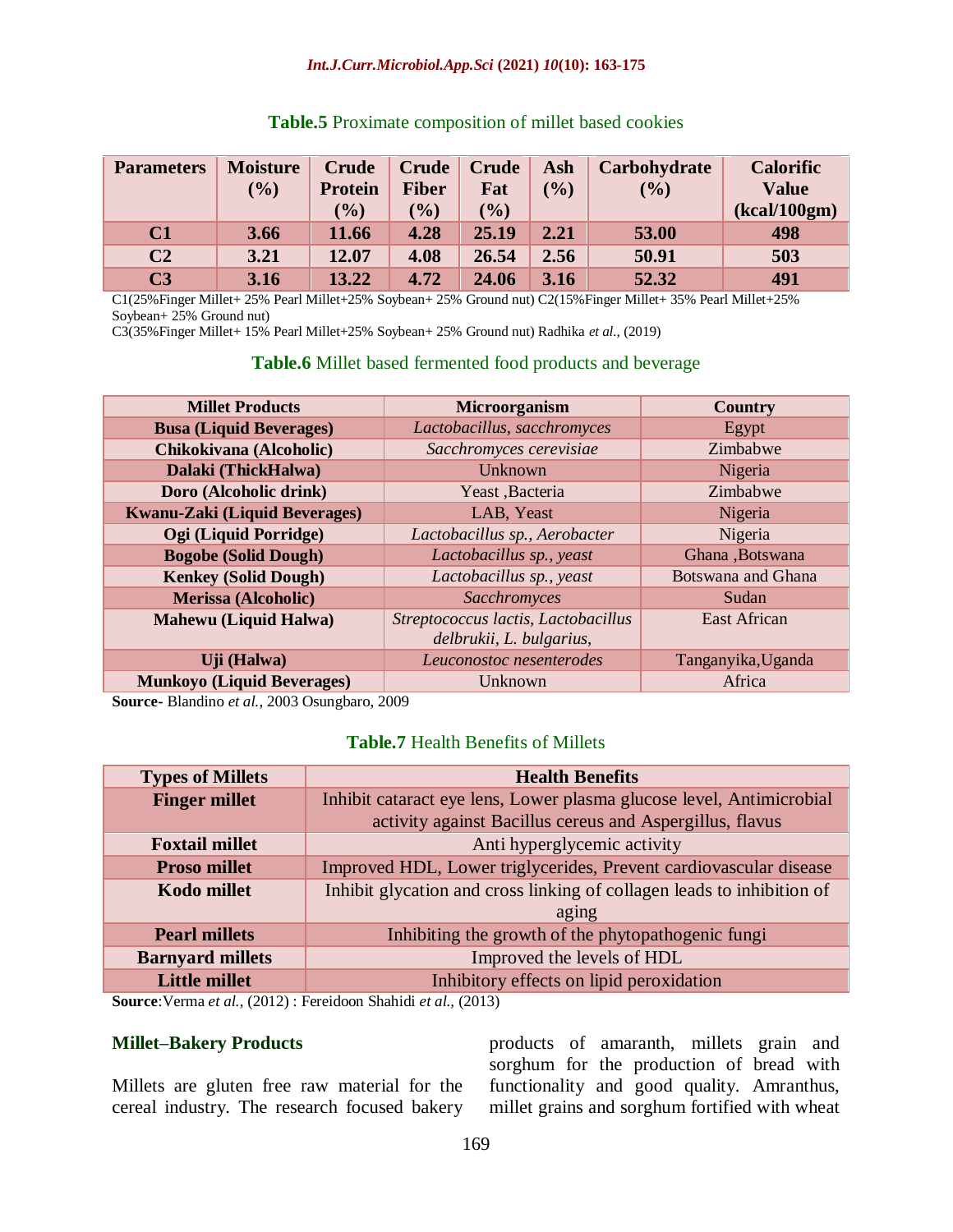**Table.5** Proximate composition of millet based cookies

| Parameters | Moisture (%) | Crude Protein (%) | Crude Fiber (%) | Crude Fat (%) | Ash (%) | Carbohydrate (%) | Calorific Value (kcal/100gm) |
|---|---|---|---|---|---|---|---|
| **C1** | **3.66** | **11.66** | **4.28** | **25.19** | **2.21** | **53.00** | **498** |
| **C2** | **3.21** | **12.07** | **4.08** | **26.54** | **2.56** | **50.91** | **503** |
| **C3** | **3.16** | **13.22** | **4.72** | **24.06** | **3.16** | **52.32** | **491** |

C1(25%Finger Millet+ 25% Pearl Millet+25% Soybean+ 25% Ground nut) C2(15%Finger Millet+ 35% Pearl Millet+25% Soybean+ 25% Ground nut)
C3(35%Finger Millet+ 15% Pearl Millet+25% Soybean+ 25% Ground nut) Radhika *et al.,* (2019)

**Table.6** Millet based fermented food products and beverage

| Millet Products | Microorganism | Country |
|---|---|---|
| **Busa (Liquid Beverages)** | *Lactobacillus, sacchromyces* | Egypt |
| **Chikokivana (Alcoholic)** | *Sacchromyces cerevisiae* | Zimbabwe |
| **Dalaki (ThickHalwa)** | Unknown | Nigeria |
| **Doro (Alcoholic drink)** | Yeast ,Bacteria | Zimbabwe |
| **Kwanu-Zaki (Liquid Beverages)** | LAB, Yeast | Nigeria |
| **Ogi (Liquid Porridge)** | *Lactobacillus sp., Aerobacter* | Nigeria |
| **Bogobe (Solid Dough)** | *Lactobacillus sp., yeast* | Ghana ,Botswana |
| **Kenkey (Solid Dough)** | *Lactobacillus sp., yeast* | Botswana and Ghana |
| **Merissa (Alcoholic)** | *Sacchromyces* | Sudan |
| **Mahewu (Liquid Halwa)** | *Streptococcus lactis, Lactobacillus delbrukii, L. bulgarius,* | East African |
| **Uji (Halwa)** | *Leuconostoc nesenterodes* | Tanganyika,Uganda |
| **Munkoyo (Liquid Beverages)** | Unknown | Africa |

**Source-** Blandino *et al.,* 2003 Osungbaro, 2009

**Table.7** Health Benefits of Millets

| Types of Millets | Health Benefits |
|---|---|
| **Finger millet** | Inhibit cataract eye lens, Lower plasma glucose level, Antimicrobial activity against Bacillus cereus and Aspergillus, flavus |
| **Foxtail millet** | Anti hyperglycemic activity |
| **Proso millet** | Improved HDL, Lower triglycerides, Prevent cardiovascular disease |
| **Kodo millet** | Inhibit glycation and cross linking of collagen leads to inhibition of aging |
| **Pearl millets** | Inhibiting the growth of the phytopathogenic fungi |
| **Barnyard millets** | Improved the levels of HDL |
| **Little millet** | Inhibitory effects on lipid peroxidation |

**Source**:Verma *et al.,* (2012) : Fereidoon Shahidi *et al.,* (2013)

### Millet–Bakery Products

Millets are gluten free raw material for the cereal industry. The research focused bakery products of amaranth, millets grain and sorghum for the production of bread with functionality and good quality. Amranthus, millet grains and sorghum fortified with wheat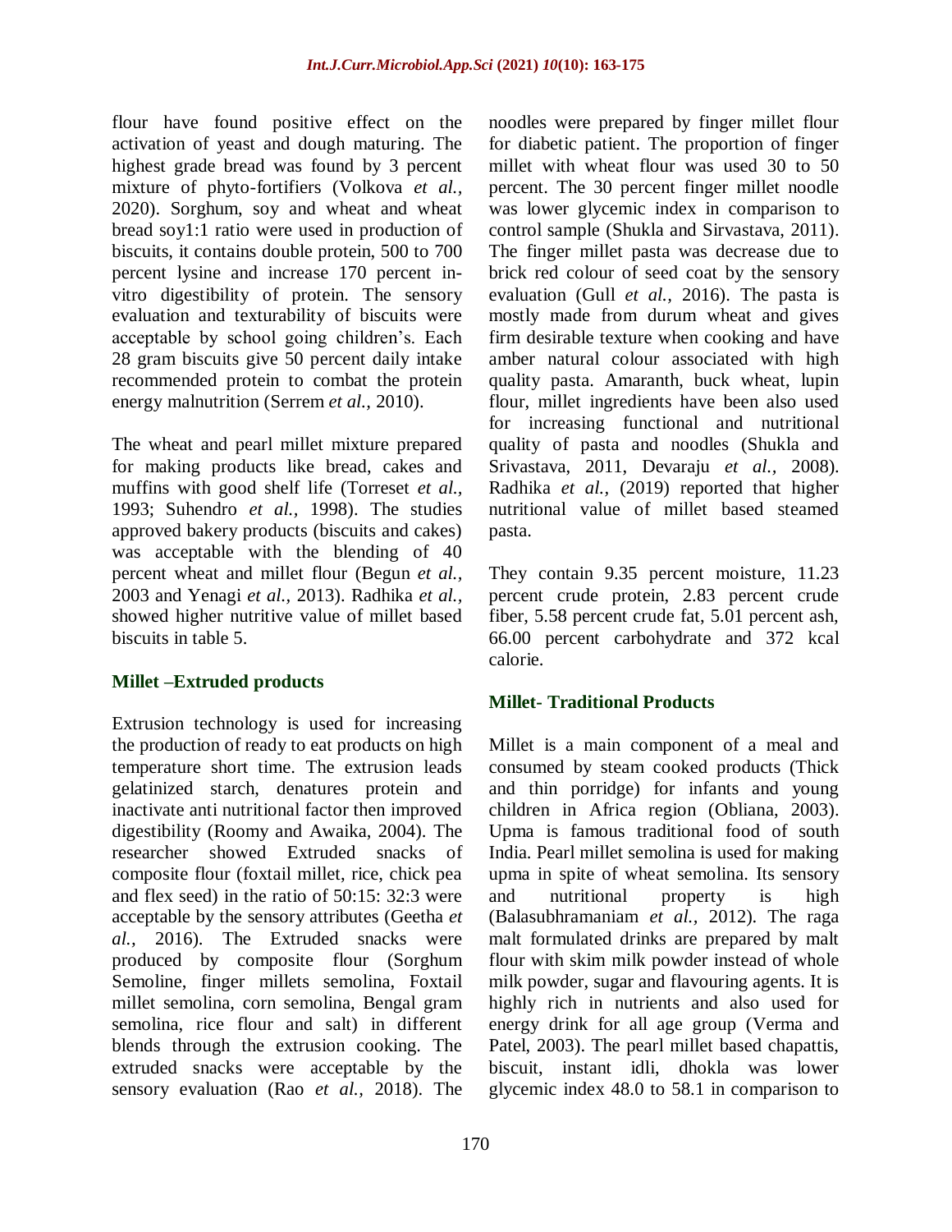flour have found positive effect on the activation of yeast and dough maturing. The highest grade bread was found by 3 percent mixture of phyto-fortifiers (Volkova *et al.,* 2020). Sorghum, soy and wheat and wheat bread soy1:1 ratio were used in production of biscuits, it contains double protein, 500 to 700 percent lysine and increase 170 percent in-vitro digestibility of protein. The sensory evaluation and texturability of biscuits were acceptable by school going children's. Each 28 gram biscuits give 50 percent daily intake recommended protein to combat the protein energy malnutrition (Serrem *et al.,* 2010).

The wheat and pearl millet mixture prepared for making products like bread, cakes and muffins with good shelf life (Torreset *et al.,* 1993; Suhendro *et al.,* 1998). The studies approved bakery products (biscuits and cakes) was acceptable with the blending of 40 percent wheat and millet flour (Begun *et al.,* 2003 and Yenagi *et al.,* 2013). Radhika *et al.,* showed higher nutritive value of millet based biscuits in table 5.

## Millet –Extruded products

Extrusion technology is used for increasing the production of ready to eat products on high temperature short time. The extrusion leads gelatinized starch, denatures protein and inactivate anti nutritional factor then improved digestibility (Roomy and Awaika, 2004). The researcher showed Extruded snacks of composite flour (foxtail millet, rice, chick pea and flex seed) in the ratio of 50:15: 32:3 were acceptable by the sensory attributes (Geetha *et al.,* 2016). The Extruded snacks were produced by composite flour (Sorghum Semoline, finger millets semolina, Foxtail millet semolina, corn semolina, Bengal gram semolina, rice flour and salt) in different blends through the extrusion cooking. The extruded snacks were acceptable by the sensory evaluation (Rao *et al.,* 2018). The noodles were prepared by finger millet flour for diabetic patient. The proportion of finger millet with wheat flour was used 30 to 50 percent. The 30 percent finger millet noodle was lower glycemic index in comparison to control sample (Shukla and Sirvastava, 2011). The finger millet pasta was decrease due to brick red colour of seed coat by the sensory evaluation (Gull *et al.,* 2016). The pasta is mostly made from durum wheat and gives firm desirable texture when cooking and have amber natural colour associated with high quality pasta. Amaranth, buck wheat, lupin flour, millet ingredients have been also used for increasing functional and nutritional quality of pasta and noodles (Shukla and Srivastava, 2011, Devaraju *et al.,* 2008). Radhika *et al.,* (2019) reported that higher nutritional value of millet based steamed pasta.

They contain 9.35 percent moisture, 11.23 percent crude protein, 2.83 percent crude fiber, 5.58 percent crude fat, 5.01 percent ash, 66.00 percent carbohydrate and 372 kcal calorie.

## Millet- Traditional Products

Millet is a main component of a meal and consumed by steam cooked products (Thick and thin porridge) for infants and young children in Africa region (Obliana, 2003). Upma is famous traditional food of south India. Pearl millet semolina is used for making upma in spite of wheat semolina. Its sensory and nutritional property is high (Balasubhramaniam *et al.,* 2012). The raga malt formulated drinks are prepared by malt flour with skim milk powder instead of whole milk powder, sugar and flavouring agents. It is highly rich in nutrients and also used for energy drink for all age group (Verma and Patel, 2003). The pearl millet based chapattis, biscuit, instant idli, dhokla was lower glycemic index 48.0 to 58.1 in comparison to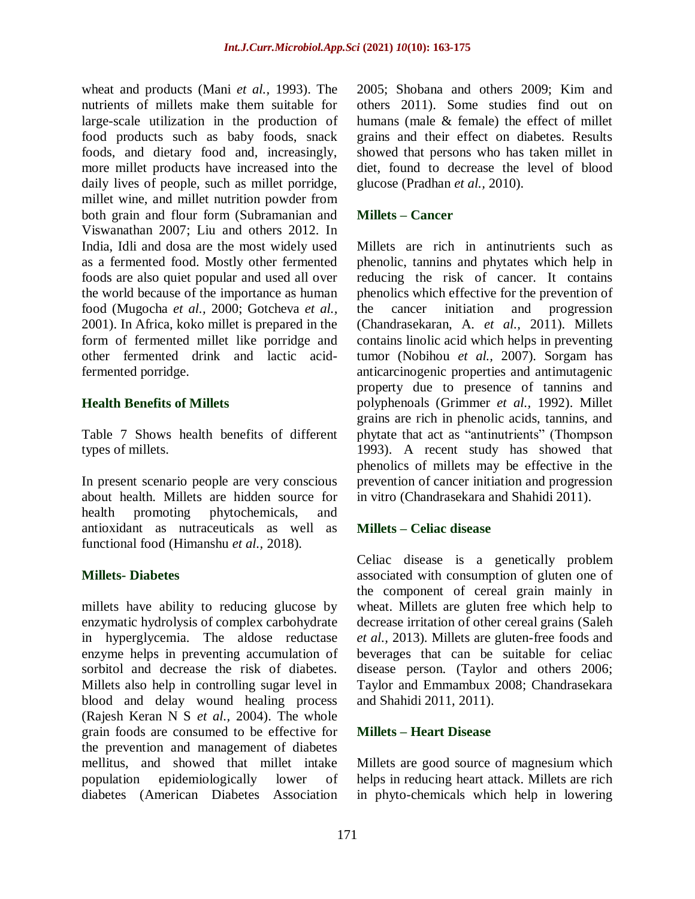wheat and products (Mani *et al.,* 1993). The nutrients of millets make them suitable for large-scale utilization in the production of food products such as baby foods, snack foods, and dietary food and, increasingly, more millet products have increased into the daily lives of people, such as millet porridge, millet wine, and millet nutrition powder from both grain and flour form (Subramanian and Viswanathan 2007; Liu and others 2012. In India, Idli and dosa are the most widely used as a fermented food. Mostly other fermented foods are also quiet popular and used all over the world because of the importance as human food (Mugocha *et al.,* 2000; Gotcheva *et al.,* 2001). In Africa, koko millet is prepared in the form of fermented millet like porridge and other fermented drink and lactic acid-fermented porridge.

## Health Benefits of Millets

Table 7 Shows health benefits of different types of millets.

In present scenario people are very conscious about health. Millets are hidden source for health promoting phytochemicals, and antioxidant as nutraceuticals as well as functional food (Himanshu *et al.,* 2018).

## Millets- Diabetes

millets have ability to reducing glucose by enzymatic hydrolysis of complex carbohydrate in hyperglycemia. The aldose reductase enzyme helps in preventing accumulation of sorbitol and decrease the risk of diabetes. Millets also help in controlling sugar level in blood and delay wound healing process (Rajesh Keran N S *et al.,* 2004). The whole grain foods are consumed to be effective for the prevention and management of diabetes mellitus, and showed that millet intake population epidemiologically lower of diabetes (American Diabetes Association 2005; Shobana and others 2009; Kim and others 2011). Some studies find out on humans (male & female) the effect of millet grains and their effect on diabetes. Results showed that persons who has taken millet in diet, found to decrease the level of blood glucose (Pradhan *et al.,* 2010).

## Millets – Cancer

Millets are rich in antinutrients such as phenolic, tannins and phytates which help in reducing the risk of cancer. It contains phenolics which effective for the prevention of the cancer initiation and progression (Chandrasekaran, A. *et al.,* 2011). Millets contains linolic acid which helps in preventing tumor (Nobihou *et al.,* 2007). Sorgam has anticarcinogenic properties and antimutagenic property due to presence of tannins and polyphenoals (Grimmer *et al.,* 1992). Millet grains are rich in phenolic acids, tannins, and phytate that act as "antinutrients" (Thompson 1993). A recent study has showed that phenolics of millets may be effective in the prevention of cancer initiation and progression in vitro (Chandrasekara and Shahidi 2011).

## Millets – Celiac disease

Celiac disease is a genetically problem associated with consumption of gluten one of the component of cereal grain mainly in wheat. Millets are gluten free which help to decrease irritation of other cereal grains (Saleh *et al.,* 2013). Millets are gluten-free foods and beverages that can be suitable for celiac disease person. (Taylor and others 2006; Taylor and Emmambux 2008; Chandrasekara and Shahidi 2011, 2011).

## Millets – Heart Disease

Millets are good source of magnesium which helps in reducing heart attack. Millets are rich in phyto-chemicals which help in lowering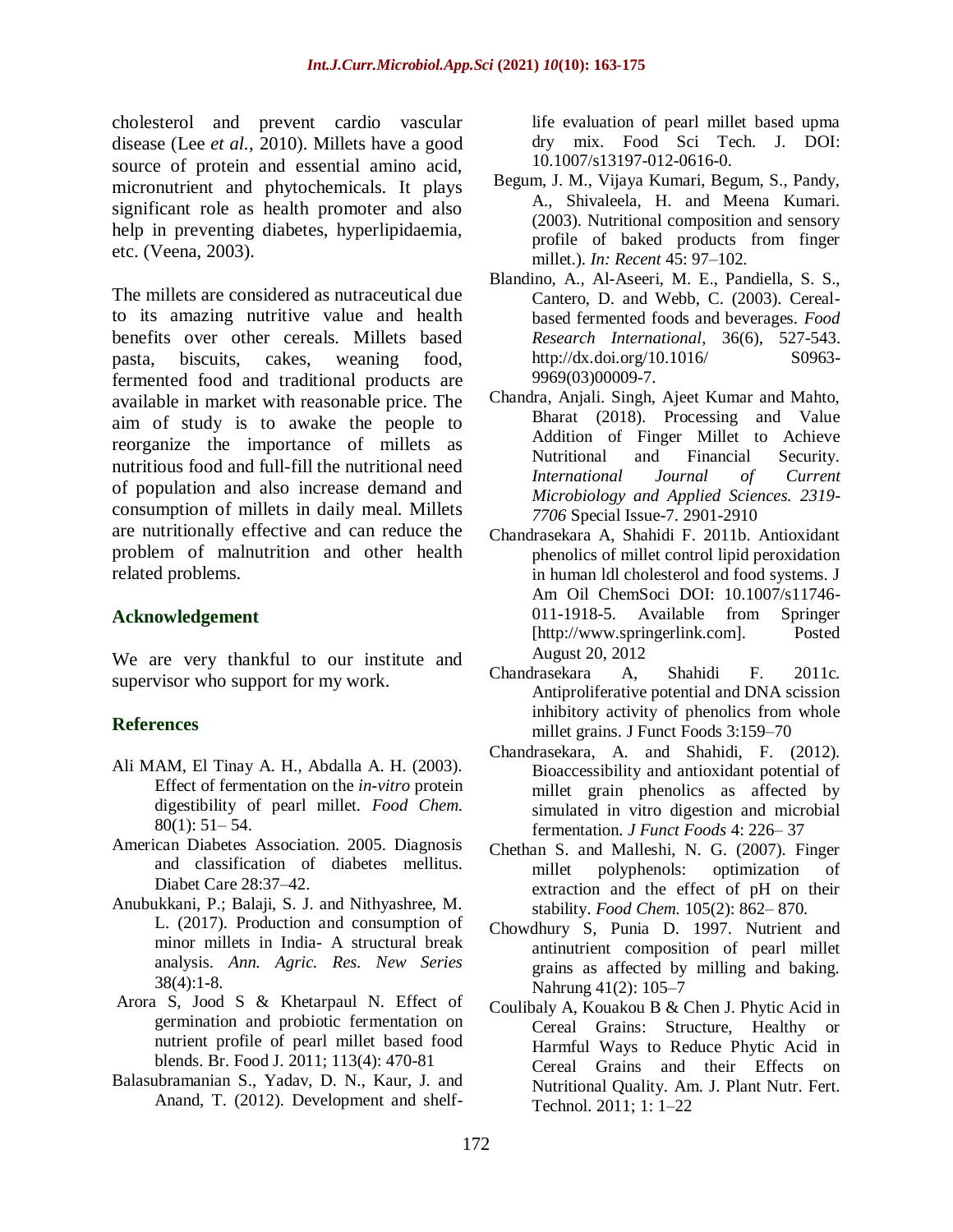cholesterol and prevent cardio vascular disease (Lee *et al.,* 2010). Millets have a good source of protein and essential amino acid, micronutrient and phytochemicals. It plays significant role as health promoter and also help in preventing diabetes, hyperlipidaemia, etc. (Veena, 2003).

The millets are considered as nutraceutical due to its amazing nutritive value and health benefits over other cereals. Millets based pasta, biscuits, cakes, weaning food, fermented food and traditional products are available in market with reasonable price. The aim of study is to awake the people to reorganize the importance of millets as nutritious food and full-fill the nutritional need of population and also increase demand and consumption of millets in daily meal. Millets are nutritionally effective and can reduce the problem of malnutrition and other health related problems.

## Acknowledgement

We are very thankful to our institute and supervisor who support for my work.

## References

Ali MAM, El Tinay A. H., Abdalla A. H. (2003). Effect of fermentation on the *in-vitro* protein digestibility of pearl millet. *Food Chem.* 80(1): 51– 54.

American Diabetes Association. 2005. Diagnosis and classification of diabetes mellitus. Diabet Care 28:37–42.

Anubukkani, P.; Balaji, S. J. and Nithyashree, M. L. (2017). Production and consumption of minor millets in India- A structural break analysis. *Ann. Agric. Res. New Series* 38(4):1-8.

Arora S, Jood S & Khetarpaul N. Effect of germination and probiotic fermentation on nutrient profile of pearl millet based food blends. Br. Food J. 2011; 113(4): 470-81

Balasubramanian S., Yadav, D. N., Kaur, J. and Anand, T. (2012). Development and shelf-life evaluation of pearl millet based upma dry mix. Food Sci Tech. J. DOI: 10.1007/s13197-012-0616-0.

Begum, J. M., Vijaya Kumari, Begum, S., Pandy, A., Shivaleela, H. and Meena Kumari. (2003). Nutritional composition and sensory profile of baked products from finger millet.). *In: Recent* 45: 97–102.

Blandino, A., Al-Aseeri, M. E., Pandiella, S. S., Cantero, D. and Webb, C. (2003). Cereal-based fermented foods and beverages. *Food Research International*, 36(6), 527-543. http://dx.doi.org/10.1016/ S0963-9969(03)00009-7.

Chandra, Anjali. Singh, Ajeet Kumar and Mahto, Bharat (2018). Processing and Value Addition of Finger Millet to Achieve Nutritional and Financial Security. *International Journal of Current Microbiology and Applied Sciences. 2319-7706* Special Issue-7. 2901-2910

Chandrasekara A, Shahidi F. 2011b. Antioxidant phenolics of millet control lipid peroxidation in human ldl cholesterol and food systems. J Am Oil ChemSoci DOI: 10.1007/s11746-011-1918-5. Available from Springer [http://www.springerlink.com]. Posted August 20, 2012

Chandrasekara A, Shahidi F. 2011c. Antiproliferative potential and DNA scission inhibitory activity of phenolics from whole millet grains. J Funct Foods 3:159–70

Chandrasekara, A. and Shahidi, F. (2012). Bioaccessibility and antioxidant potential of millet grain phenolics as affected by simulated in vitro digestion and microbial fermentation. *J Funct Foods* 4: 226– 37

Chethan S. and Malleshi, N. G. (2007). Finger millet polyphenols: optimization of extraction and the effect of pH on their stability. *Food Chem.* 105(2): 862– 870.

Chowdhury S, Punia D. 1997. Nutrient and antinutrient composition of pearl millet grains as affected by milling and baking. Nahrung 41(2): 105–7

Coulibaly A, Kouakou B & Chen J. Phytic Acid in Cereal Grains: Structure, Healthy or Harmful Ways to Reduce Phytic Acid in Cereal Grains and their Effects on Nutritional Quality. Am. J. Plant Nutr. Fert. Technol. 2011; 1: 1–22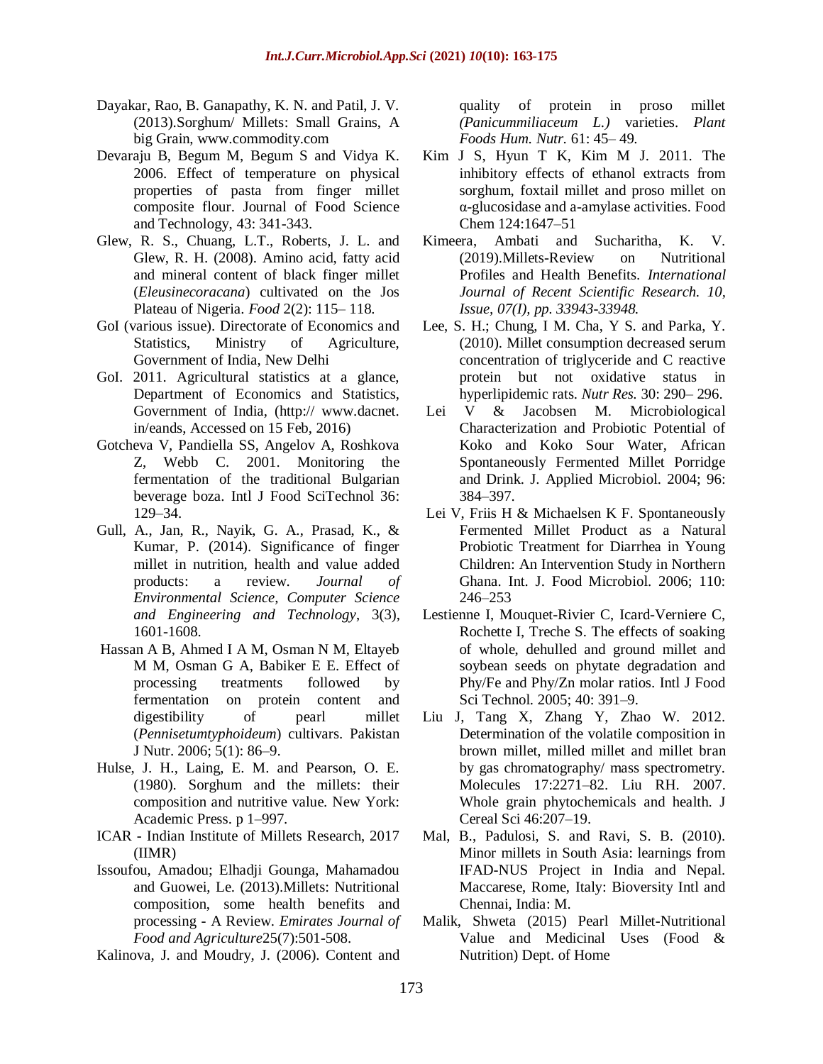Dayakar, Rao, B. Ganapathy, K. N. and Patil, J. V. (2013).Sorghum/ Millets: Small Grains, A big Grain, www.commodity.com

Devaraju B, Begum M, Begum S and Vidya K. 2006. Effect of temperature on physical properties of pasta from finger millet composite flour. Journal of Food Science and Technology, 43: 341-343.

Glew, R. S., Chuang, L.T., Roberts, J. L. and Glew, R. H. (2008). Amino acid, fatty acid and mineral content of black finger millet (*Eleusinecoracana*) cultivated on the Jos Plateau of Nigeria. *Food* 2(2): 115– 118.

GoI (various issue). Directorate of Economics and Statistics, Ministry of Agriculture, Government of India, New Delhi

GoI. 2011. Agricultural statistics at a glance, Department of Economics and Statistics, Government of India, (http:// www.dacnet. in/eands, Accessed on 15 Feb, 2016)

Gotcheva V, Pandiella SS, Angelov A, Roshkova Z, Webb C. 2001. Monitoring the fermentation of the traditional Bulgarian beverage boza. Intl J Food SciTechnol 36: 129–34.

Gull, A., Jan, R., Nayik, G. A., Prasad, K., & Kumar, P. (2014). Significance of finger millet in nutrition, health and value added products: a review. *Journal of Environmental Science, Computer Science and Engineering and Technology*, 3(3), 1601-1608.

Hassan A B, Ahmed I A M, Osman N M, Eltayeb M M, Osman G A, Babiker E E. Effect of processing treatments followed by fermentation on protein content and digestibility of pearl millet (*Pennisetumtyphoideum*) cultivars. Pakistan J Nutr. 2006; 5(1): 86–9.

Hulse, J. H., Laing, E. M. and Pearson, O. E. (1980). Sorghum and the millets: their composition and nutritive value. New York: Academic Press. p 1–997.

ICAR - Indian Institute of Millets Research, 2017 (IIMR)

Issoufou, Amadou; Elhadji Gounga, Mahamadou and Guowei, Le. (2013).Millets: Nutritional composition, some health benefits and processing - A Review. *Emirates Journal of Food and Agriculture*25(7):501-508.

Kalinova, J. and Moudry, J. (2006). Content and quality of protein in proso millet *(Panicummiliaceum L.)* varieties. *Plant Foods Hum. Nutr.* 61: 45– 49.

Kim J S, Hyun T K, Kim M J. 2011. The inhibitory effects of ethanol extracts from sorghum, foxtail millet and proso millet on α-glucosidase and a-amylase activities. Food Chem 124:1647–51

Kimeera, Ambati and Sucharitha, K. V. (2019).Millets-Review on Nutritional Profiles and Health Benefits. *International Journal of Recent Scientific Research. 10, Issue, 07(I), pp. 33943-33948.*

Lee, S. H.; Chung, I M. Cha, Y S. and Parka, Y. (2010). Millet consumption decreased serum concentration of triglyceride and C reactive protein but not oxidative status in hyperlipidemic rats. *Nutr Res.* 30: 290– 296.

Lei V & Jacobsen M. Microbiological Characterization and Probiotic Potential of Koko and Koko Sour Water, African Spontaneously Fermented Millet Porridge and Drink. J. Applied Microbiol. 2004; 96: 384–397.

Lei V, Friis H & Michaelsen K F. Spontaneously Fermented Millet Product as a Natural Probiotic Treatment for Diarrhea in Young Children: An Intervention Study in Northern Ghana. Int. J. Food Microbiol. 2006; 110: 246–253

Lestienne I, Mouquet-Rivier C, Icard-Verniere C, Rochette I, Treche S. The effects of soaking of whole, dehulled and ground millet and soybean seeds on phytate degradation and Phy/Fe and Phy/Zn molar ratios. Intl J Food Sci Technol. 2005; 40: 391–9.

Liu J, Tang X, Zhang Y, Zhao W. 2012. Determination of the volatile composition in brown millet, milled millet and millet bran by gas chromatography/ mass spectrometry. Molecules 17:2271–82. Liu RH. 2007. Whole grain phytochemicals and health. J Cereal Sci 46:207–19.

Mal, B., Padulosi, S. and Ravi, S. B. (2010). Minor millets in South Asia: learnings from IFAD-NUS Project in India and Nepal. Maccarese, Rome, Italy: Bioversity Intl and Chennai, India: M.

Malik, Shweta (2015) Pearl Millet-Nutritional Value and Medicinal Uses (Food & Nutrition) Dept. of Home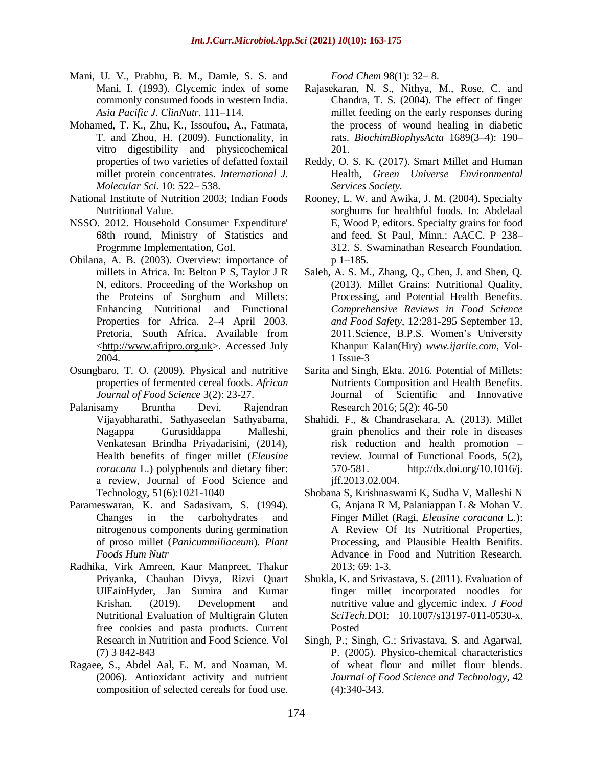Mani, U. V., Prabhu, B. M., Damle, S. S. and Mani, I. (1993). Glycemic index of some commonly consumed foods in western India. *Asia Pacific J. ClinNutr.* 111–114.

Mohamed, T. K., Zhu, K., Issoufou, A., Fatmata, T. and Zhou, H. (2009). Functionality, in vitro digestibility and physicochemical properties of two varieties of defatted foxtail millet protein concentrates. *International J. Molecular Sci.* 10: 522– 538.

National Institute of Nutrition 2003; Indian Foods Nutritional Value.

NSSO. 2012. Household Consumer Expenditure' 68th round, Ministry of Statistics and Progrmme Implementation, GoI.

Obilana, A. B. (2003). Overview: importance of millets in Africa. In: Belton P S, Taylor J R N, editors. Proceeding of the Workshop on the Proteins of Sorghum and Millets: Enhancing Nutritional and Functional Properties for Africa. 2–4 April 2003. Pretoria, South Africa. Available from <http://www.afripro.org.uk>. Accessed July 2004.

Osungbaro, T. O. (2009). Physical and nutritive properties of fermented cereal foods. *African Journal of Food Science* 3(2): 23-27.

Palanisamy Bruntha Devi, Rajendran Vijayabharathi, Sathyaseelan Sathyabama, Nagappa Gurusiddappa Malleshi, Venkatesan Brindha Priyadarisini, (2014), Health benefits of finger millet (*Eleusine coracana* L.) polyphenols and dietary fiber: a review, Journal of Food Science and Technology, 51(6):1021-1040

Parameswaran, K. and Sadasivam, S. (1994). Changes in the carbohydrates and nitrogenous components during germination of proso millet (*Panicummiliaceum*). *Plant Foods Hum Nutr*

Radhika, Virk Amreen, Kaur Manpreet, Thakur Priyanka, Chauhan Divya, Rizvi Quart UlEainHyder, Jan Sumira and Kumar Krishan. (2019). Development and Nutritional Evaluation of Multigrain Gluten free cookies and pasta products. Current Research in Nutrition and Food Science. Vol (7) 3 842-843

Ragaee, S., Abdel Aal, E. M. and Noaman, M. (2006). Antioxidant activity and nutrient composition of selected cereals for food use. *Food Chem* 98(1): 32– 8.

Rajasekaran, N. S., Nithya, M., Rose, C. and Chandra, T. S. (2004). The effect of finger millet feeding on the early responses during the process of wound healing in diabetic rats. *BiochimBiophysActa* 1689(3–4): 190–201.

Reddy, O. S. K. (2017). Smart Millet and Human Health, *Green Universe Environmental Services Society.*

Rooney, L. W. and Awika, J. M. (2004). Specialty sorghums for healthful foods. In: Abdelaal E, Wood P, editors. Specialty grains for food and feed. St Paul, Minn.: AACC. P 238–312. S. Swaminathan Research Foundation. p 1–185.

Saleh, A. S. M., Zhang, Q., Chen, J. and Shen, Q. (2013). Millet Grains: Nutritional Quality, Processing, and Potential Health Benefits. *Comprehensive Reviews in Food Science and Food Safety*, 12:281-295 September 13, 2011.Science, B.P.S. Women's University Khanpur Kalan(Hry) *www.ijariie.com*, Vol-1 Issue-3

Sarita and Singh, Ekta. 2016. Potential of Millets: Nutrients Composition and Health Benefits. Journal of Scientific and Innovative Research 2016; 5(2): 46-50

Shahidi, F., & Chandrasekara, A. (2013). Millet grain phenolics and their role in diseases risk reduction and health promotion – review. Journal of Functional Foods, 5(2), 570-581. http://dx.doi.org/10.1016/j.jff.2013.02.004.

Shobana S, Krishnaswami K, Sudha V, Malleshi N G, Anjana R M, Palaniappan L & Mohan V. Finger Millet (Ragi, *Eleusine coracana* L.): A Review Of Its Nutritional Properties, Processing, and Plausible Health Benifits. Advance in Food and Nutrition Research. 2013; 69: 1-3.

Shukla, K. and Srivastava, S. (2011). Evaluation of finger millet incorporated noodles for nutritive value and glycemic index. *J Food SciTech.*DOI: 10.1007/s13197-011-0530-x. Posted

Singh, P.; Singh, G.; Srivastava, S. and Agarwal, P. (2005). Physico-chemical characteristics of wheat flour and millet flour blends. *Journal of Food Science and Technology*, 42 (4):340-343.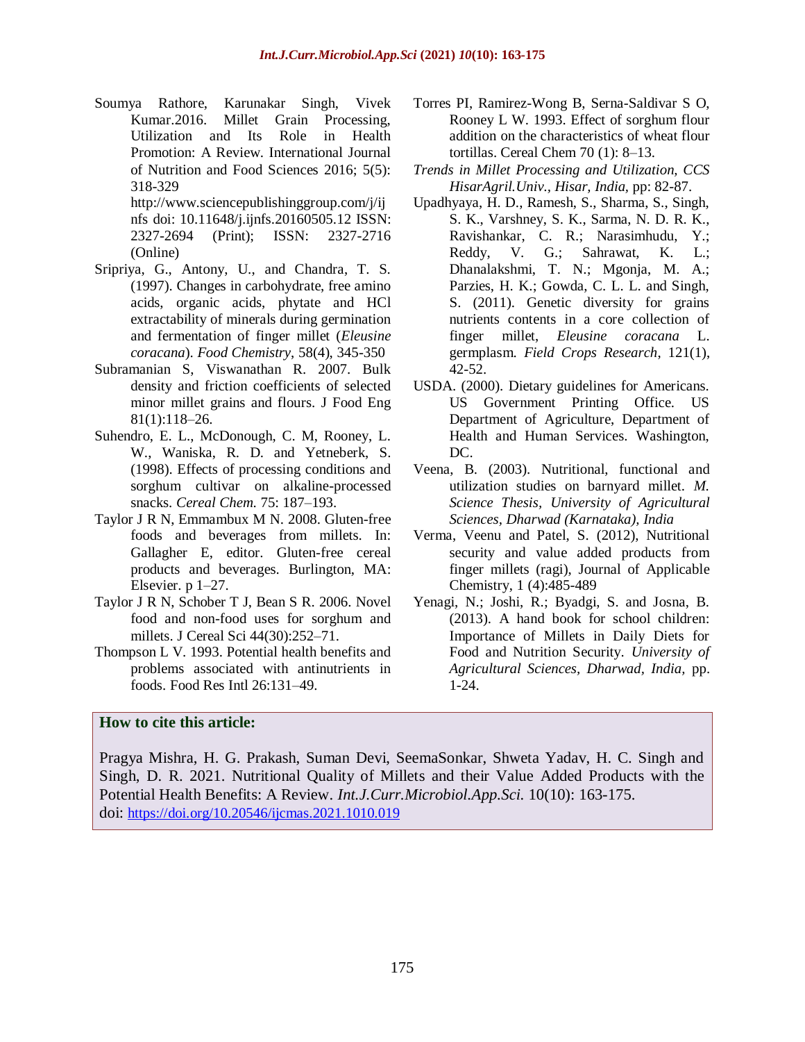Soumya Rathore, Karunakar Singh, Vivek Kumar.2016. Millet Grain Processing, Utilization and Its Role in Health Promotion: A Review. International Journal of Nutrition and Food Sciences 2016; 5(5): 318-329 http://www.sciencepublishinggroup.com/j/ijnfs doi: 10.11648/j.ijnfs.20160505.12 ISSN: 2327-2694 (Print); ISSN: 2327-2716 (Online)

Sripriya, G., Antony, U., and Chandra, T. S. (1997). Changes in carbohydrate, free amino acids, organic acids, phytate and HCl extractability of minerals during germination and fermentation of finger millet (*Eleusine coracana*). *Food Chemistry*, 58(4), 345-350

Subramanian S, Viswanathan R. 2007. Bulk density and friction coefficients of selected minor millet grains and flours. J Food Eng 81(1):118–26.

Suhendro, E. L., McDonough, C. M, Rooney, L. W., Waniska, R. D. and Yetneberk, S. (1998). Effects of processing conditions and sorghum cultivar on alkaline-processed snacks. *Cereal Chem.* 75: 187–193.

Taylor J R N, Emmambux M N. 2008. Gluten-free foods and beverages from millets. In: Gallagher E, editor. Gluten-free cereal products and beverages. Burlington, MA: Elsevier. p 1–27.

Taylor J R N, Schober T J, Bean S R. 2006. Novel food and non-food uses for sorghum and millets. J Cereal Sci 44(30):252–71.

Thompson L V. 1993. Potential health benefits and problems associated with antinutrients in foods. Food Res Intl 26:131–49.

Torres PI, Ramirez-Wong B, Serna-Saldivar S O, Rooney L W. 1993. Effect of sorghum flour addition on the characteristics of wheat flour tortillas. Cereal Chem 70 (1): 8–13.

*Trends in Millet Processing and Utilization, CCS HisarAgril.Univ., Hisar, India,* pp: 82-87.

Upadhyaya, H. D., Ramesh, S., Sharma, S., Singh, S. K., Varshney, S. K., Sarma, N. D. R. K., Ravishankar, C. R.; Narasimhudu, Y.; Reddy, V. G.; Sahrawat, K. L.; Dhanalakshmi, T. N.; Mgonja, M. A.; Parzies, H. K.; Gowda, C. L. L. and Singh, S. (2011). Genetic diversity for grains nutrients contents in a core collection of finger millet, *Eleusine coracana* L. germplasm. *Field Crops Research*, 121(1), 42-52.

USDA. (2000). Dietary guidelines for Americans. US Government Printing Office. US Department of Agriculture, Department of Health and Human Services. Washington, DC.

Veena, B. (2003). Nutritional, functional and utilization studies on barnyard millet. *M. Science Thesis, University of Agricultural Sciences, Dharwad (Karnataka), India*

Verma, Veenu and Patel, S. (2012), Nutritional security and value added products from finger millets (ragi), Journal of Applicable Chemistry, 1 (4):485-489

Yenagi, N.; Joshi, R.; Byadgi, S. and Josna, B. (2013). A hand book for school children: Importance of Millets in Daily Diets for Food and Nutrition Security. *University of Agricultural Sciences, Dharwad, India*, pp. 1-24.

**How to cite this article:**

Pragya Mishra, H. G. Prakash, Suman Devi, SeemaSonkar, Shweta Yadav, H. C. Singh and Singh, D. R. 2021. Nutritional Quality of Millets and their Value Added Products with the Potential Health Benefits: A Review. *Int.J.Curr.Microbiol.App.Sci.* 10(10): 163-175.
doi: https://doi.org/10.20546/ijcmas.2021.1010.019